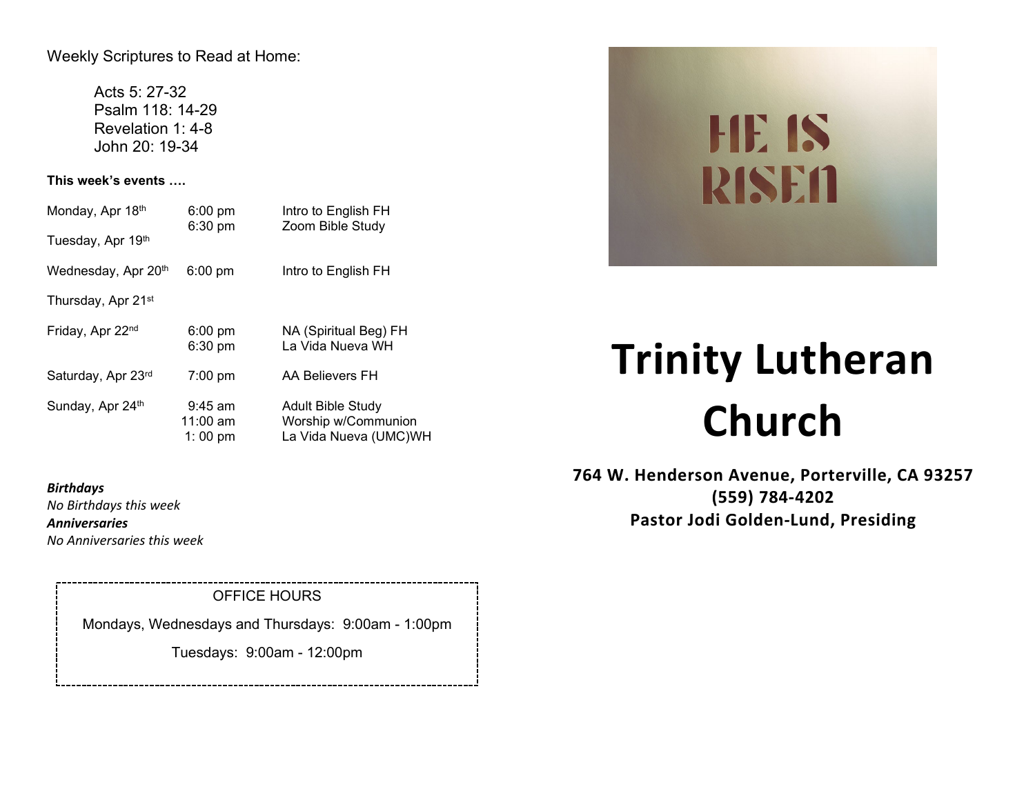Weekly Scriptures to Read at Home:

Acts 5: 27-32
Psalm 118: 14-29
Revelation 1: 4-8
John 20: 19-34

**This week's events ….**

| | | |
|---|---|---|
| Monday, Apr 18th | 6:00 pm | Intro to English FH |
| | 6:30 pm | Zoom Bible Study |
| Tuesday, Apr 19th | | |
| Wednesday, Apr 20th | 6:00 pm | Intro to English FH |
| Thursday, Apr 21st | | |
| Friday, Apr 22nd | 6:00 pm | NA (Spiritual Beg) FH |
| | 6:30 pm | La Vida Nueva WH |
| Saturday, Apr 23rd | 7:00 pm | AA Believers FH |
| Sunday, Apr 24th | 9:45 am | Adult Bible Study |
| | 11:00 am | Worship w/Communion |
| | 1: 00 pm | La Vida Nueva (UMC)WH |

***Birthdays***
*No Birthdays this week*
***Anniversaries***
*No Anniversaries this week*

OFFICE HOURS

Mondays, Wednesdays and Thursdays: 9:00am - 1:00pm

Tuesdays: 9:00am - 12:00pm

HE IS RISEN

# Trinity Lutheran Church

**764 W. Henderson Avenue, Porterville, CA 93257**
**(559) 784-4202**
**Pastor Jodi Golden-Lund, Presiding**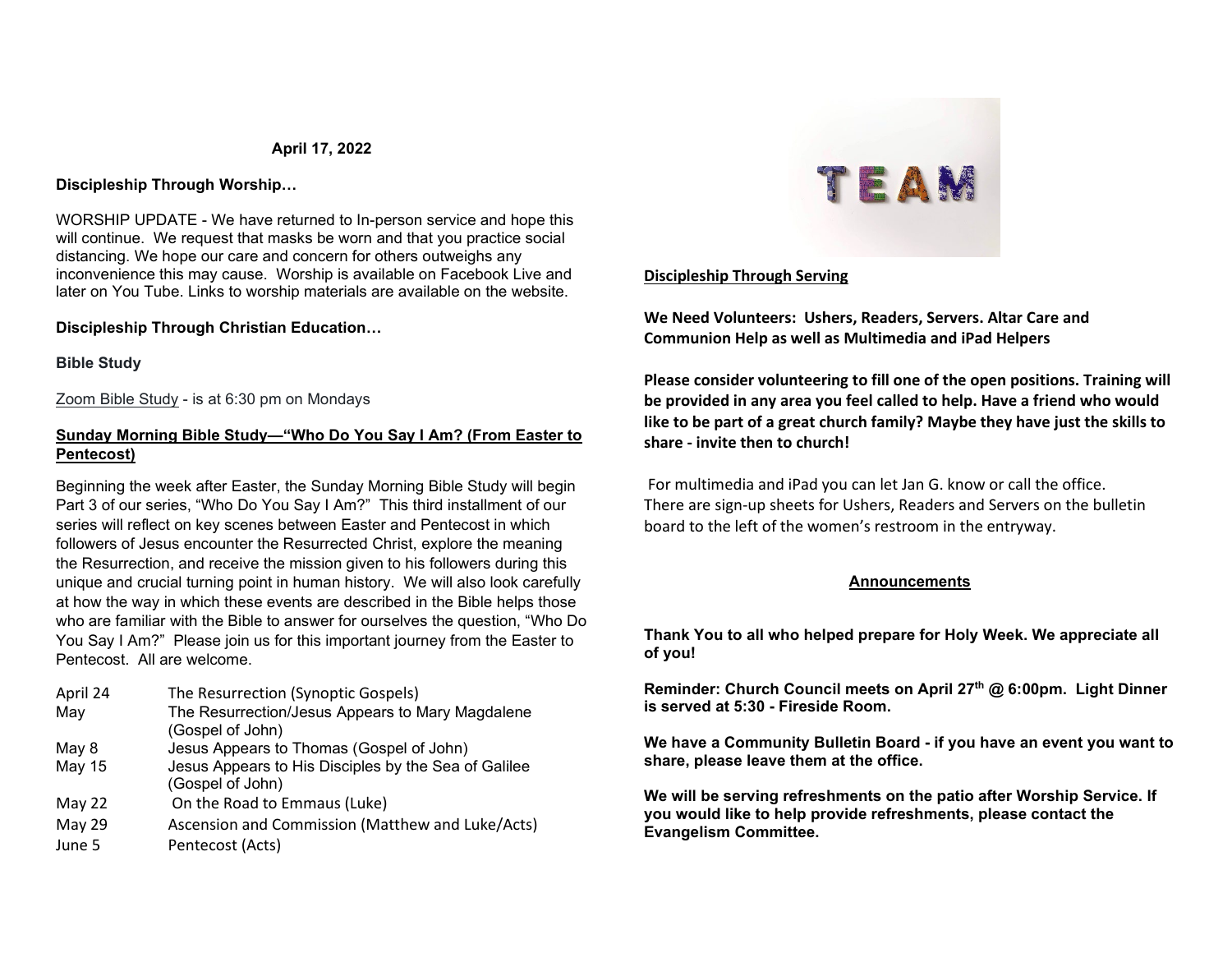**April 17, 2022**

## Discipleship Through Worship…

WORSHIP UPDATE - We have returned to In-person service and hope this will continue. We request that masks be worn and that you practice social distancing. We hope our care and concern for others outweighs any inconvenience this may cause. Worship is available on Facebook Live and later on You Tube. Links to worship materials are available on the website.

## Discipleship Through Christian Education…

### Bible Study

Zoom Bible Study - is at 6:30 pm on Mondays

### Sunday Morning Bible Study—"Who Do You Say I Am? (From Easter to Pentecost)

Beginning the week after Easter, the Sunday Morning Bible Study will begin Part 3 of our series, "Who Do You Say I Am?" This third installment of our series will reflect on key scenes between Easter and Pentecost in which followers of Jesus encounter the Resurrected Christ, explore the meaning the Resurrection, and receive the mission given to his followers during this unique and crucial turning point in human history. We will also look carefully at how the way in which these events are described in the Bible helps those who are familiar with the Bible to answer for ourselves the question, "Who Do You Say I Am?" Please join us for this important journey from the Easter to Pentecost. All are welcome.

| | |
|---|---|
| April 24 | The Resurrection (Synoptic Gospels) |
| May | The Resurrection/Jesus Appears to Mary Magdalene (Gospel of John) |
| May 8 | Jesus Appears to Thomas (Gospel of John) |
| May 15 | Jesus Appears to His Disciples by the Sea of Galilee (Gospel of John) |
| May 22 | On the Road to Emmaus (Luke) |
| May 29 | Ascension and Commission (Matthew and Luke/Acts) |
| June 5 | Pentecost (Acts) |

TEAM

## Discipleship Through Serving

**We Need Volunteers: Ushers, Readers, Servers. Altar Care and Communion Help as well as Multimedia and iPad Helpers**

**Please consider volunteering to fill one of the open positions. Training will be provided in any area you feel called to help. Have a friend who would like to be part of a great church family? Maybe they have just the skills to share - invite then to church!**

For multimedia and iPad you can let Jan G. know or call the office. There are sign-up sheets for Ushers, Readers and Servers on the bulletin board to the left of the women's restroom in the entryway.

## Announcements

**Thank You to all who helped prepare for Holy Week. We appreciate all of you!**

**Reminder: Church Council meets on April 27th @ 6:00pm. Light Dinner is served at 5:30 - Fireside Room.**

**We have a Community Bulletin Board - if you have an event you want to share, please leave them at the office.**

**We will be serving refreshments on the patio after Worship Service. If you would like to help provide refreshments, please contact the Evangelism Committee.**